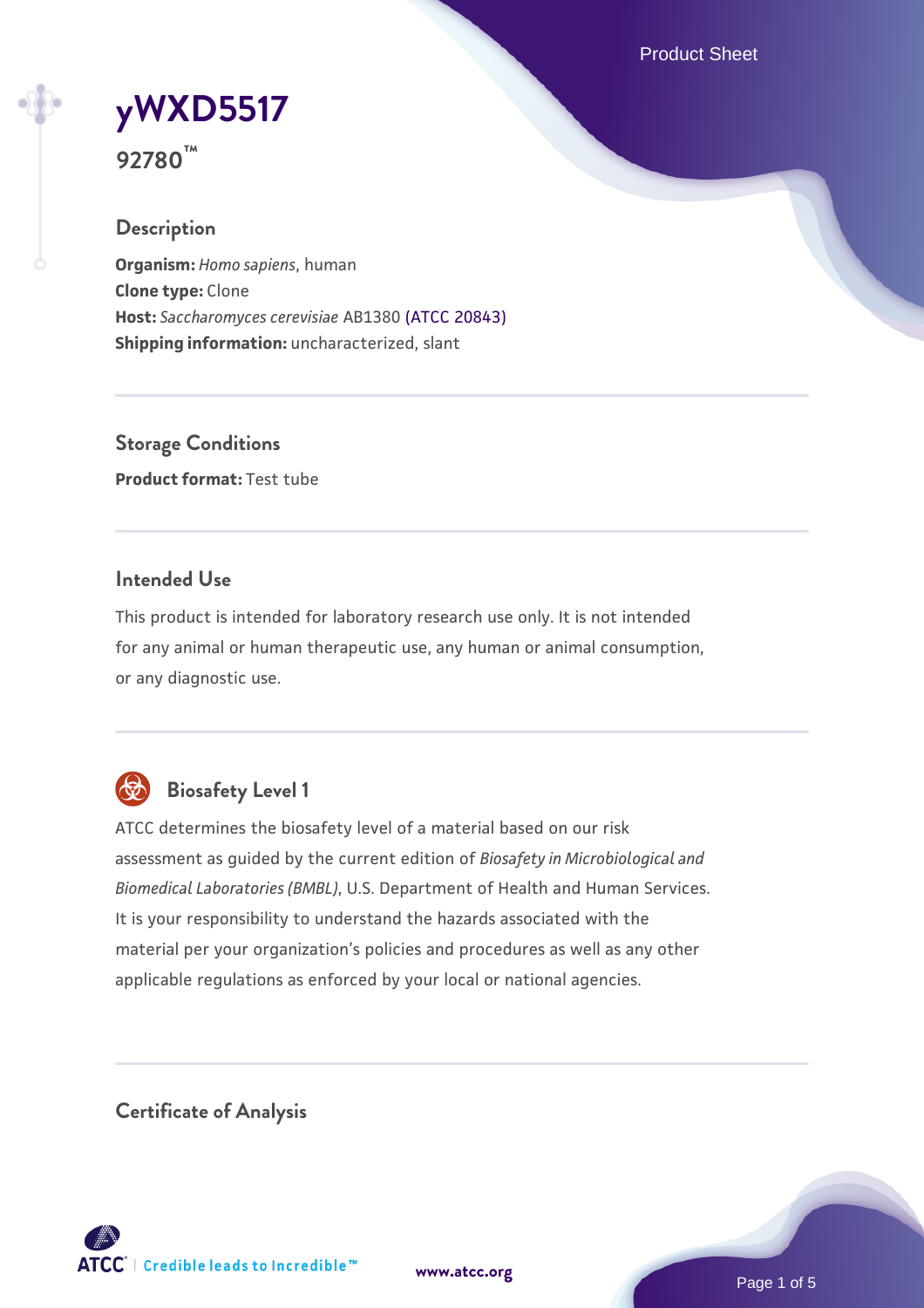# yWXD5517

**92780™**

## Description

**Organism:** *Homo sapiens*, human
**Clone type:** Clone
**Host:** *Saccharomyces cerevisiae* AB1380 (ATCC 20843)
**Shipping information:** uncharacterized, slant

## Storage Conditions

**Product format:** Test tube

## Intended Use

This product is intended for laboratory research use only. It is not intended for any animal or human therapeutic use, any human or animal consumption, or any diagnostic use.

## Biosafety Level 1

ATCC determines the biosafety level of a material based on our risk assessment as guided by the current edition of *Biosafety in Microbiological and Biomedical Laboratories (BMBL)*, U.S. Department of Health and Human Services. It is your responsibility to understand the hazards associated with the material per your organization's policies and procedures as well as any other applicable regulations as enforced by your local or national agencies.

## Certificate of Analysis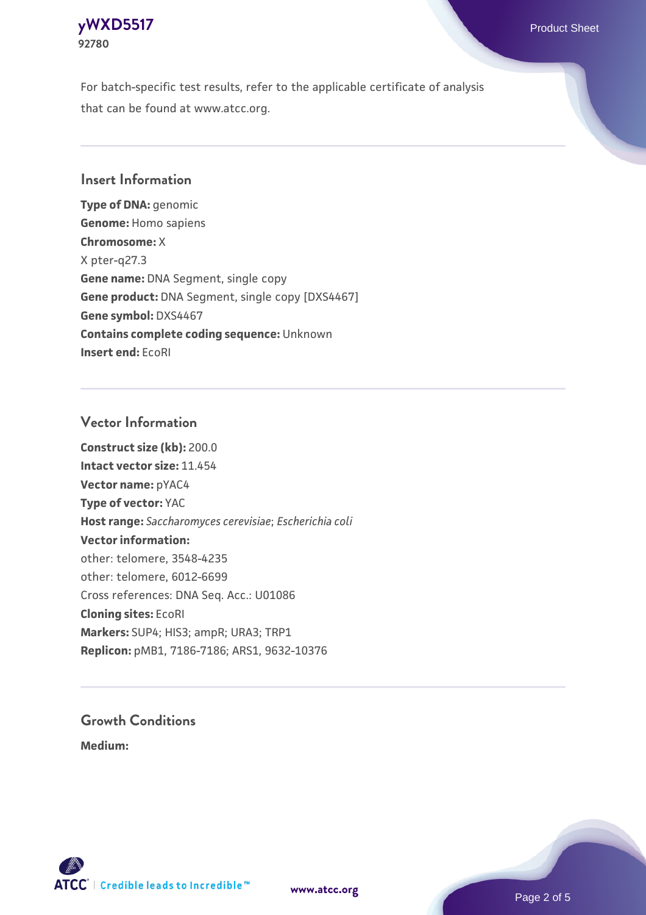For batch-specific test results, refer to the applicable certificate of analysis that can be found at www.atcc.org.

## Insert Information

**Type of DNA:** genomic
**Genome:** Homo sapiens
**Chromosome:** X
X pter-q27.3
**Gene name:** DNA Segment, single copy
**Gene product:** DNA Segment, single copy [DXS4467]
**Gene symbol:** DXS4467
**Contains complete coding sequence:** Unknown
**Insert end:** EcoRI

## Vector Information

**Construct size (kb):** 200.0
**Intact vector size:** 11.454
**Vector name:** pYAC4
**Type of vector:** YAC
**Host range:** *Saccharomyces cerevisiae*; *Escherichia coli*
**Vector information:**
other: telomere, 3548-4235
other: telomere, 6012-6699
Cross references: DNA Seq. Acc.: U01086
**Cloning sites:** EcoRI
**Markers:** SUP4; HIS3; ampR; URA3; TRP1
**Replicon:** pMB1, 7186-7186; ARS1, 9632-10376

## Growth Conditions

**Medium:**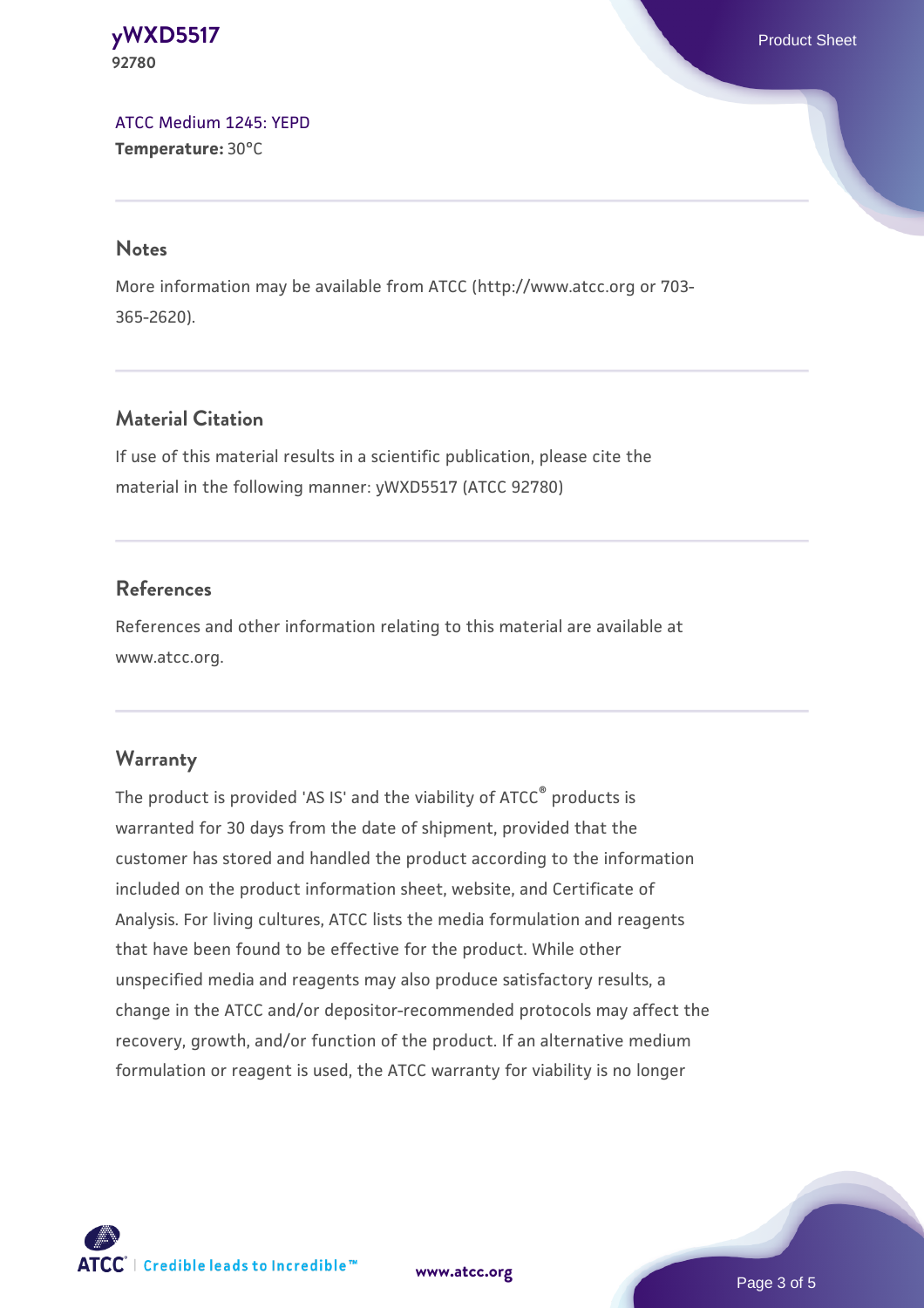ATCC Medium 1245: YEPD
**Temperature:** 30°C

## Notes

More information may be available from ATCC (http://www.atcc.org or 703-365-2620).

## Material Citation

If use of this material results in a scientific publication, please cite the material in the following manner: yWXD5517 (ATCC 92780)

## References

References and other information relating to this material are available at www.atcc.org.

## Warranty

The product is provided 'AS IS' and the viability of ATCC® products is warranted for 30 days from the date of shipment, provided that the customer has stored and handled the product according to the information included on the product information sheet, website, and Certificate of Analysis. For living cultures, ATCC lists the media formulation and reagents that have been found to be effective for the product. While other unspecified media and reagents may also produce satisfactory results, a change in the ATCC and/or depositor-recommended protocols may affect the recovery, growth, and/or function of the product. If an alternative medium formulation or reagent is used, the ATCC warranty for viability is no longer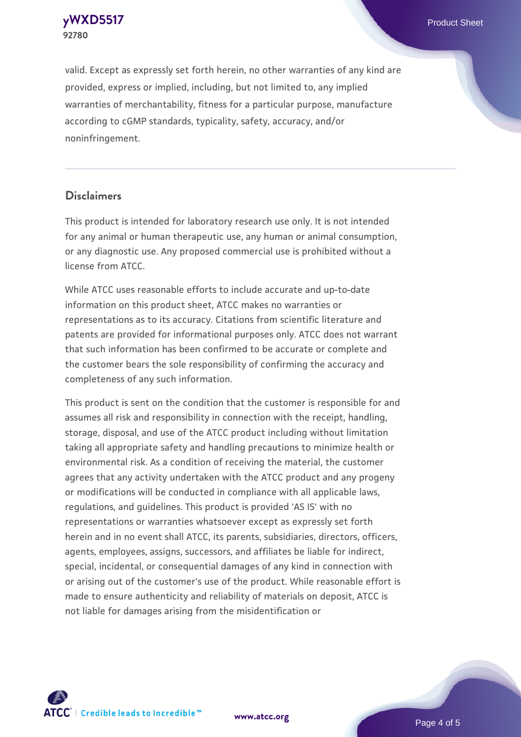valid. Except as expressly set forth herein, no other warranties of any kind are provided, express or implied, including, but not limited to, any implied warranties of merchantability, fitness for a particular purpose, manufacture according to cGMP standards, typicality, safety, accuracy, and/or noninfringement.

## Disclaimers

This product is intended for laboratory research use only. It is not intended for any animal or human therapeutic use, any human or animal consumption, or any diagnostic use. Any proposed commercial use is prohibited without a license from ATCC.

While ATCC uses reasonable efforts to include accurate and up-to-date information on this product sheet, ATCC makes no warranties or representations as to its accuracy. Citations from scientific literature and patents are provided for informational purposes only. ATCC does not warrant that such information has been confirmed to be accurate or complete and the customer bears the sole responsibility of confirming the accuracy and completeness of any such information.

This product is sent on the condition that the customer is responsible for and assumes all risk and responsibility in connection with the receipt, handling, storage, disposal, and use of the ATCC product including without limitation taking all appropriate safety and handling precautions to minimize health or environmental risk. As a condition of receiving the material, the customer agrees that any activity undertaken with the ATCC product and any progeny or modifications will be conducted in compliance with all applicable laws, regulations, and guidelines. This product is provided 'AS IS' with no representations or warranties whatsoever except as expressly set forth herein and in no event shall ATCC, its parents, subsidiaries, directors, officers, agents, employees, assigns, successors, and affiliates be liable for indirect, special, incidental, or consequential damages of any kind in connection with or arising out of the customer's use of the product. While reasonable effort is made to ensure authenticity and reliability of materials on deposit, ATCC is not liable for damages arising from the misidentification or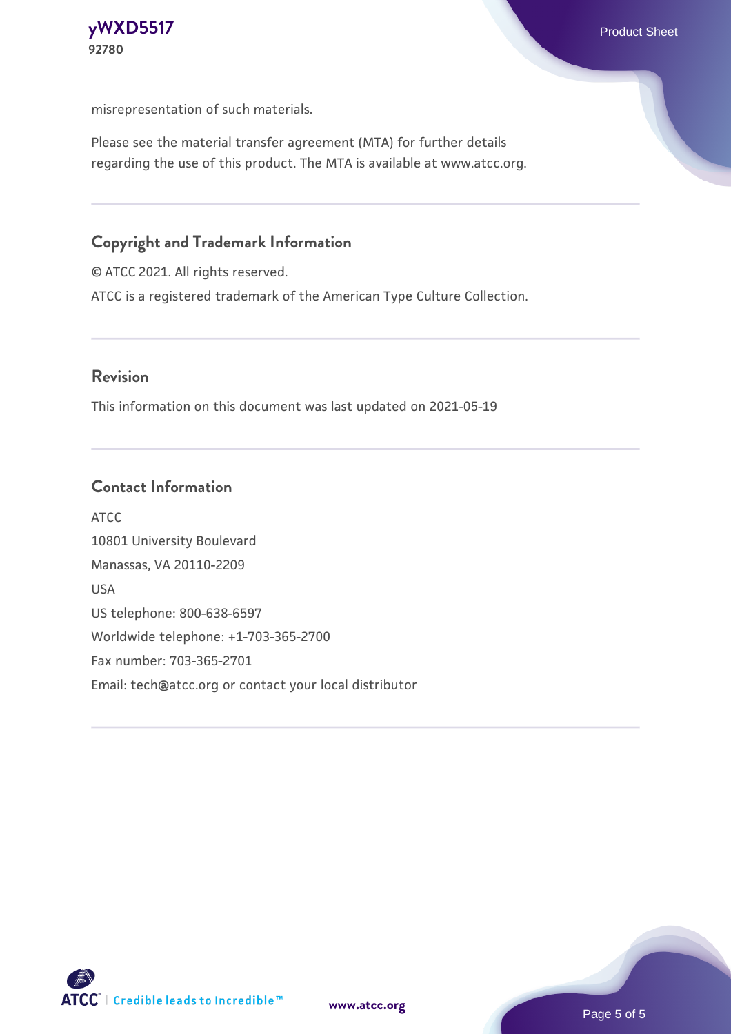misrepresentation of such materials.

Please see the material transfer agreement (MTA) for further details regarding the use of this product. The MTA is available at www.atcc.org.

## Copyright and Trademark Information

© ATCC 2021. All rights reserved.

ATCC is a registered trademark of the American Type Culture Collection.

## Revision

This information on this document was last updated on 2021-05-19

## Contact Information

ATCC
10801 University Boulevard
Manassas, VA 20110-2209
USA
US telephone: 800-638-6597
Worldwide telephone: +1-703-365-2700
Fax number: 703-365-2701
Email: tech@atcc.org or contact your local distributor